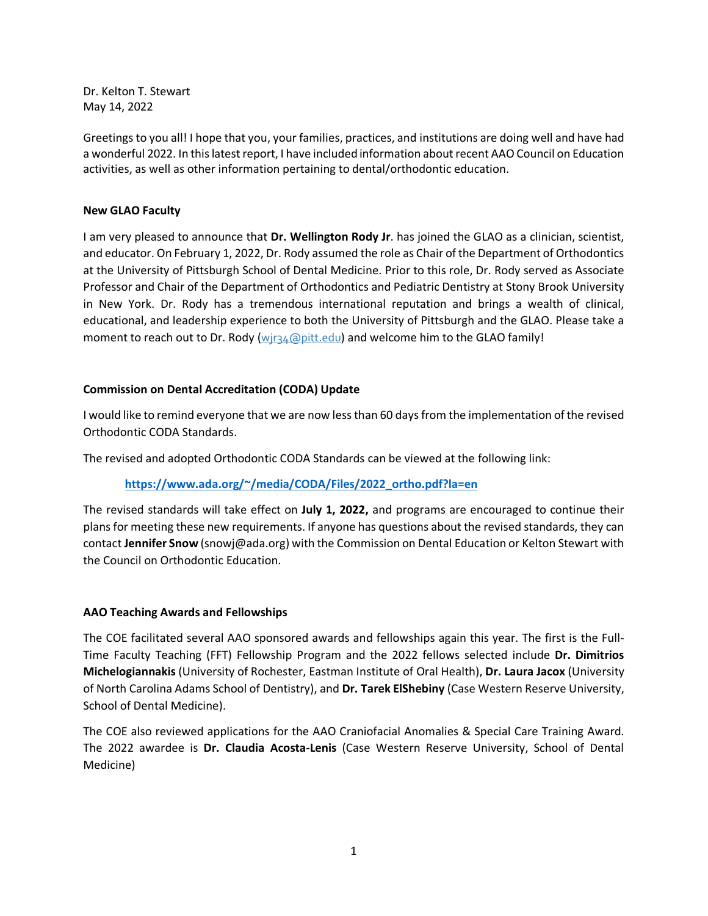Dr. Kelton T. Stewart
May 14, 2022

Greetings to you all! I hope that you, your families, practices, and institutions are doing well and have had a wonderful 2022. In this latest report, I have included information about recent AAO Council on Education activities, as well as other information pertaining to dental/orthodontic education.

**New GLAO Faculty**

I am very pleased to announce that **Dr. Wellington Rody Jr**. has joined the GLAO as a clinician, scientist, and educator. On February 1, 2022, Dr. Rody assumed the role as Chair of the Department of Orthodontics at the University of Pittsburgh School of Dental Medicine. Prior to this role, Dr. Rody served as Associate Professor and Chair of the Department of Orthodontics and Pediatric Dentistry at Stony Brook University in New York. Dr. Rody has a tremendous international reputation and brings a wealth of clinical, educational, and leadership experience to both the University of Pittsburgh and the GLAO. Please take a moment to reach out to Dr. Rody (wjr34@pitt.edu) and welcome him to the GLAO family!

**Commission on Dental Accreditation (CODA) Update**

I would like to remind everyone that we are now less than 60 days from the implementation of the revised Orthodontic CODA Standards.

The revised and adopted Orthodontic CODA Standards can be viewed at the following link:

**https://www.ada.org/~/media/CODA/Files/2022_ortho.pdf?la=en**

The revised standards will take effect on **July 1, 2022,** and programs are encouraged to continue their plans for meeting these new requirements. If anyone has questions about the revised standards, they can contact **Jennifer Snow** (snowj@ada.org) with the Commission on Dental Education or Kelton Stewart with the Council on Orthodontic Education.

**AAO Teaching Awards and Fellowships**

The COE facilitated several AAO sponsored awards and fellowships again this year. The first is the Full-Time Faculty Teaching (FFT) Fellowship Program and the 2022 fellows selected include **Dr. Dimitrios Michelogiannakis** (University of Rochester, Eastman Institute of Oral Health), **Dr. Laura Jacox** (University of North Carolina Adams School of Dentistry), and **Dr. Tarek ElShebiny** (Case Western Reserve University, School of Dental Medicine).

The COE also reviewed applications for the AAO Craniofacial Anomalies & Special Care Training Award. The 2022 awardee is **Dr. Claudia Acosta-Lenis** (Case Western Reserve University, School of Dental Medicine)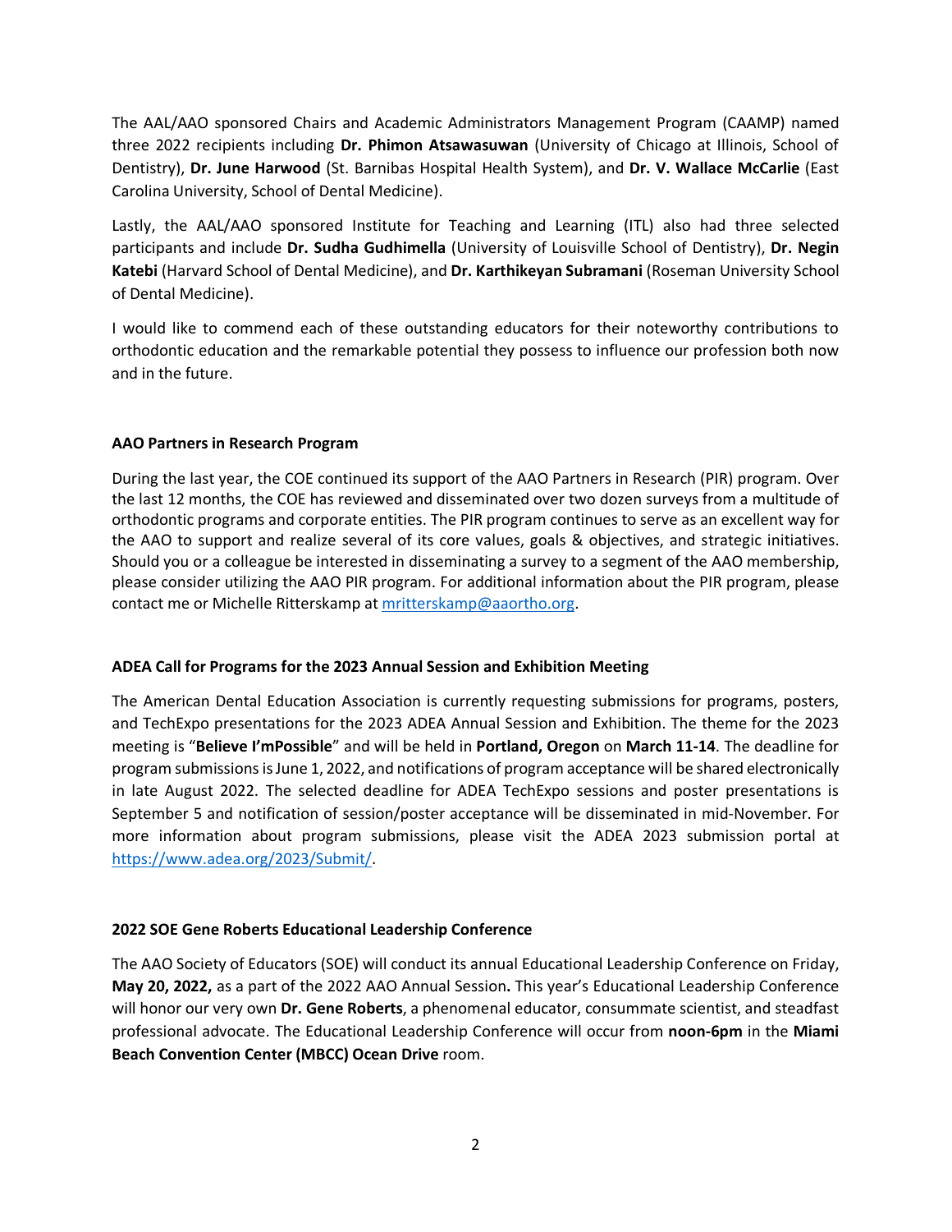The AAL/AAO sponsored Chairs and Academic Administrators Management Program (CAAMP) named three 2022 recipients including **Dr. Phimon Atsawasuwan** (University of Chicago at Illinois, School of Dentistry), **Dr. June Harwood** (St. Barnibas Hospital Health System), and **Dr. V. Wallace McCarlie** (East Carolina University, School of Dental Medicine).

Lastly, the AAL/AAO sponsored Institute for Teaching and Learning (ITL) also had three selected participants and include **Dr. Sudha Gudhimella** (University of Louisville School of Dentistry), **Dr. Negin Katebi** (Harvard School of Dental Medicine), and **Dr. Karthikeyan Subramani** (Roseman University School of Dental Medicine).

I would like to commend each of these outstanding educators for their noteworthy contributions to orthodontic education and the remarkable potential they possess to influence our profession both now and in the future.

**AAO Partners in Research Program**

During the last year, the COE continued its support of the AAO Partners in Research (PIR) program. Over the last 12 months, the COE has reviewed and disseminated over two dozen surveys from a multitude of orthodontic programs and corporate entities. The PIR program continues to serve as an excellent way for the AAO to support and realize several of its core values, goals & objectives, and strategic initiatives. Should you or a colleague be interested in disseminating a survey to a segment of the AAO membership, please consider utilizing the AAO PIR program. For additional information about the PIR program, please contact me or Michelle Ritterskamp at [mritterskamp@aaortho.org](mailto:mritterskamp@aaortho.org).

**ADEA Call for Programs for the 2023 Annual Session and Exhibition Meeting**

The American Dental Education Association is currently requesting submissions for programs, posters, and TechExpo presentations for the 2023 ADEA Annual Session and Exhibition. The theme for the 2023 meeting is "**Believe I'mPossible**" and will be held in **Portland, Oregon** on **March 11-14**. The deadline for program submissions is June 1, 2022, and notifications of program acceptance will be shared electronically in late August 2022. The selected deadline for ADEA TechExpo sessions and poster presentations is September 5 and notification of session/poster acceptance will be disseminated in mid-November. For more information about program submissions, please visit the ADEA 2023 submission portal at [https://www.adea.org/2023/Submit/](https://www.adea.org/2023/Submit/).

**2022 SOE Gene Roberts Educational Leadership Conference**

The AAO Society of Educators (SOE) will conduct its annual Educational Leadership Conference on Friday, **May 20, 2022,** as a part of the 2022 AAO Annual Session**.** This year's Educational Leadership Conference will honor our very own **Dr. Gene Roberts**, a phenomenal educator, consummate scientist, and steadfast professional advocate. The Educational Leadership Conference will occur from **noon-6pm** in the **Miami Beach Convention Center (MBCC) Ocean Drive** room.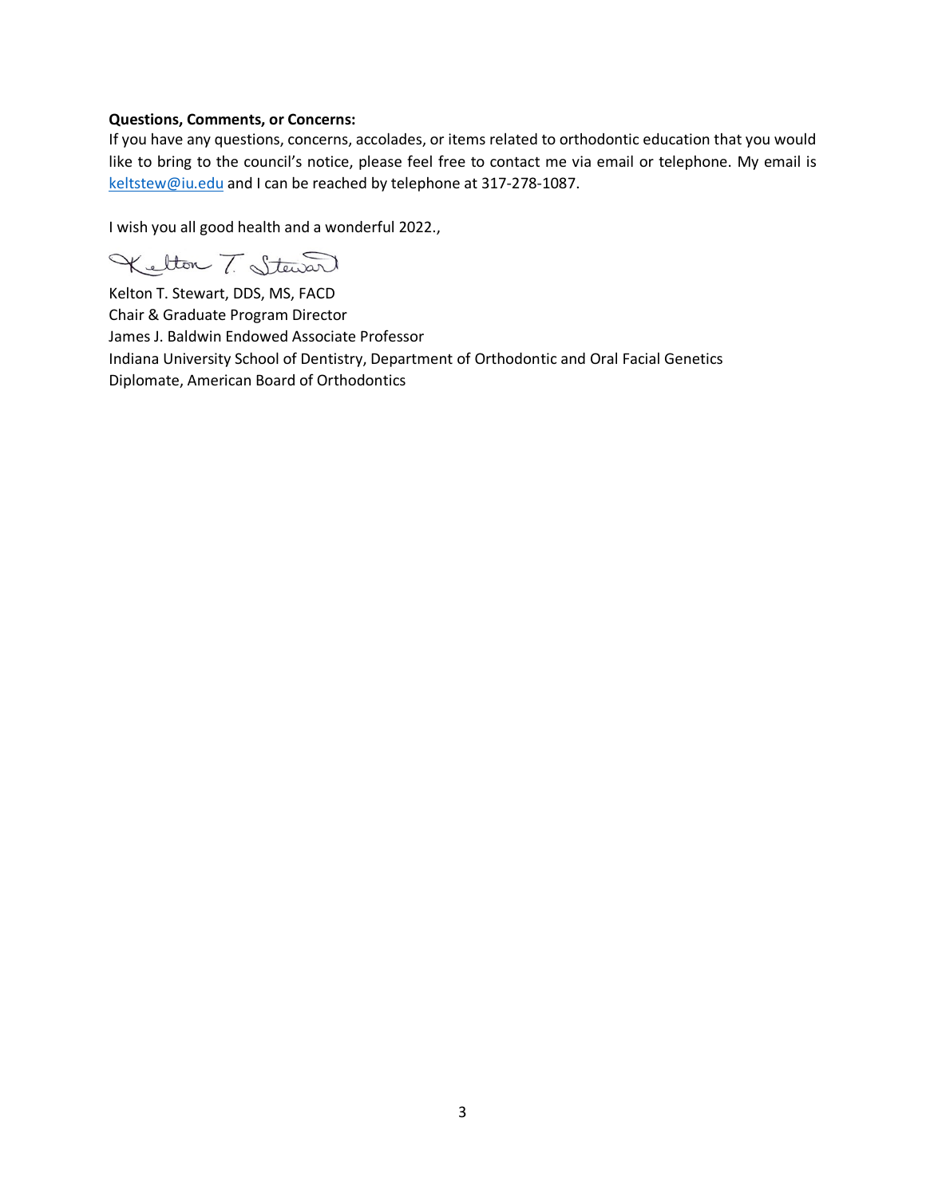**Questions, Comments, or Concerns:**

If you have any questions, concerns, accolades, or items related to orthodontic education that you would like to bring to the council's notice, please feel free to contact me via email or telephone. My email is keltstew@iu.edu and I can be reached by telephone at 317-278-1087.

I wish you all good health and a wonderful 2022.,

Kelton T. Stewart

Kelton T. Stewart, DDS, MS, FACD
Chair & Graduate Program Director
James J. Baldwin Endowed Associate Professor
Indiana University School of Dentistry, Department of Orthodontic and Oral Facial Genetics
Diplomate, American Board of Orthodontics